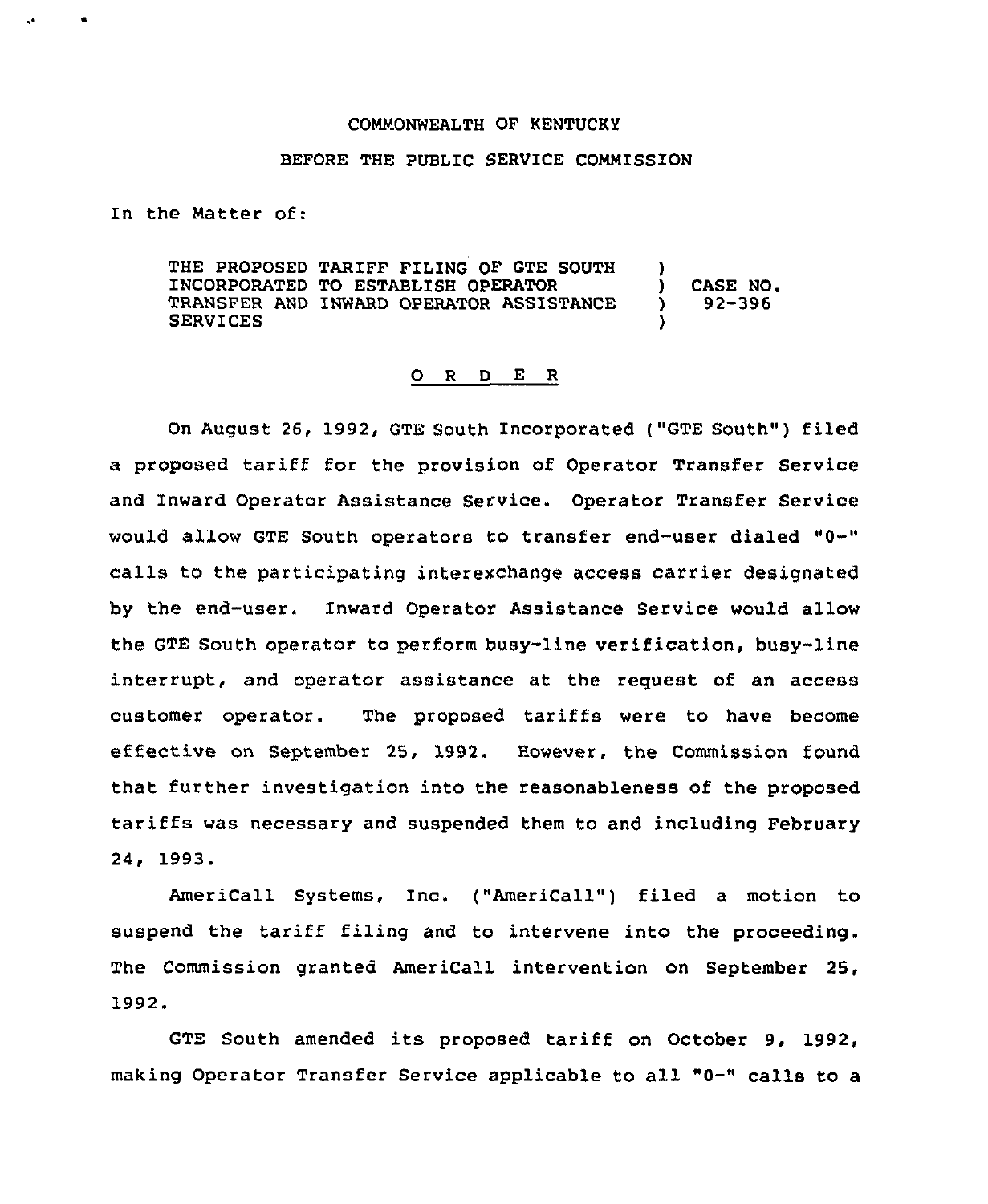COMMONWEALTH OF KENTUCKY

BEFORE THE PUBLIC SERVICE COMMISSION

In the Matter of:

| | | |
|---|---|---|
| THE PROPOSED TARIFF FILING OF GTE SOUTH INCORPORATED TO ESTABLISH OPERATOR TRANSFER AND INWARD OPERATOR ASSISTANCE SERVICES | ) ) ) ) | CASE NO. 92-396 |

O R D E R

On August 26, 1992, GTE South Incorporated ("GTE South") filed a proposed tariff for the provision of Operator Transfer Service and Inward Operator Assistance Service. Operator Transfer Service would allow GTE South operators to transfer end-user dialed "0-" calls to the participating interexchange access carrier designated by the end-user. Inward Operator Assistance Service would allow the GTE South operator to perform busy-line verification, busy-line interrupt, and operator assistance at the request of an access customer operator. The proposed tariffs were to have become effective on September 25, 1992. However, the Commission found that further investigation into the reasonableness of the proposed tariffs was necessary and suspended them to and including February 24, 1993.

AmeriCall Systems, Inc. ("AmeriCall") filed a motion to suspend the tariff filing and to intervene into the proceeding. The Commission granted AmeriCall intervention on September 25, 1992.

GTE South amended its proposed tariff on October 9, 1992, making Operator Transfer Service applicable to all "0-" calls to a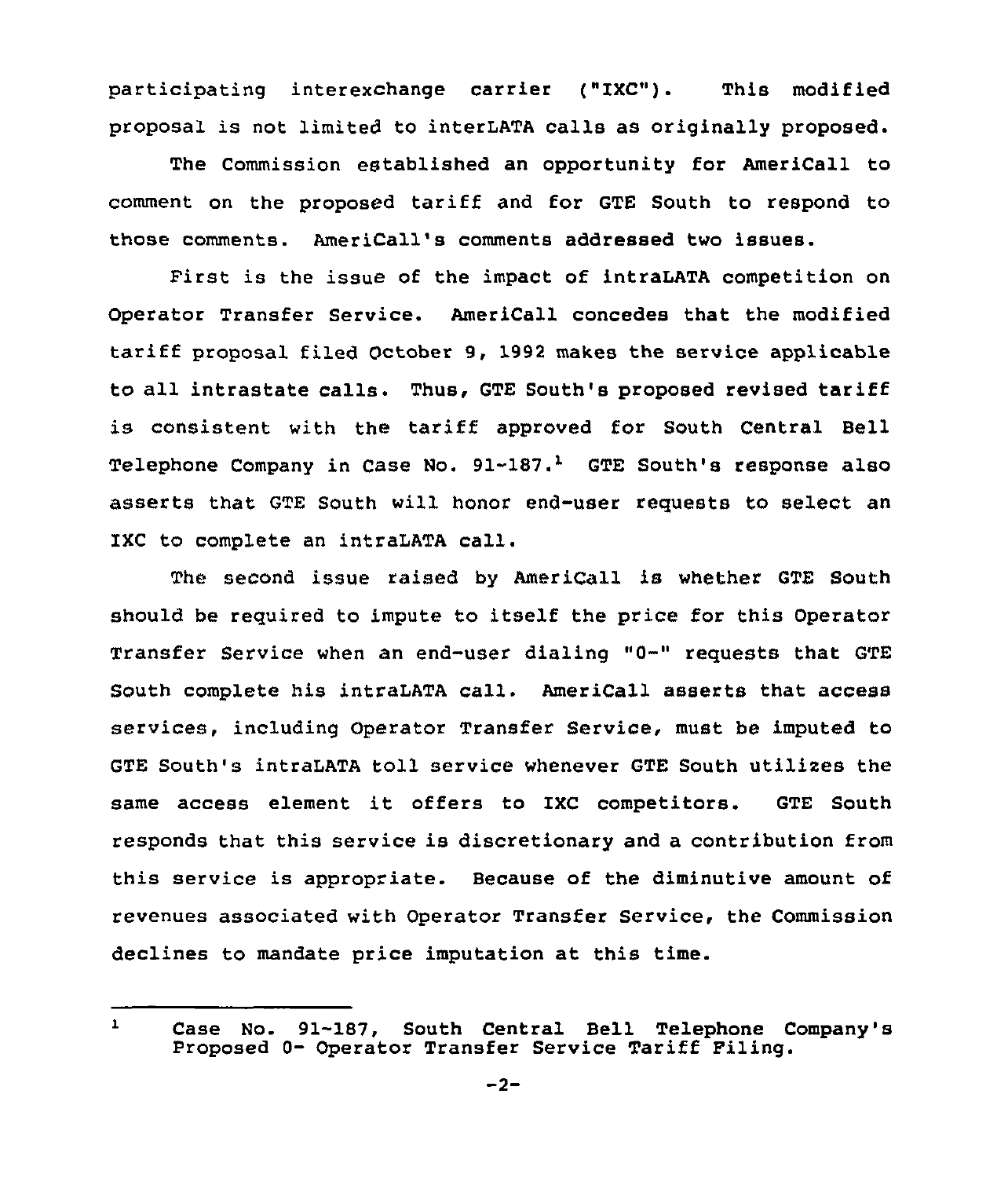participating interexchange carrier ("IXC"). This modified proposal is not limited to interLATA calls as originally proposed.

The Commission established an opportunity for AmeriCall to comment on the proposed tariff and for GTE South to respond to those comments. AmeriCall's comments addressed two issues.

First is the issue of the impact of intraLATA competition on Operator Transfer Service. AmeriCall concedes that the modified tariff proposal filed October 9, 1992 makes the service applicable to all intrastate calls. Thus, GTE South's proposed revised tariff is consistent with the tariff approved for South Central Bell Telephone Company in Case No. 91-187.[1] GTE South's response also asserts that GTE South will honor end-user requests to select an IXC to complete an intraLATA call.

The second issue raised by AmeriCall is whether GTE South should be required to impute to itself the price for this Operator Transfer Service when an end-user dialing "0-" requests that GTE South complete his intraLATA call. AmeriCall asserts that access services, including Operator Transfer Service, must be imputed to GTE South's intraLATA toll service whenever GTE South utilizes the same access element it offers to IXC competitors. GTE South responds that this service is discretionary and a contribution from this service is appropriate. Because of the diminutive amount of revenues associated with Operator Transfer Service, the Commission declines to mandate price imputation at this time.

---

[1] Case No. 91-187, South Central Bell Telephone Company's Proposed 0- Operator Transfer Service Tariff Filing.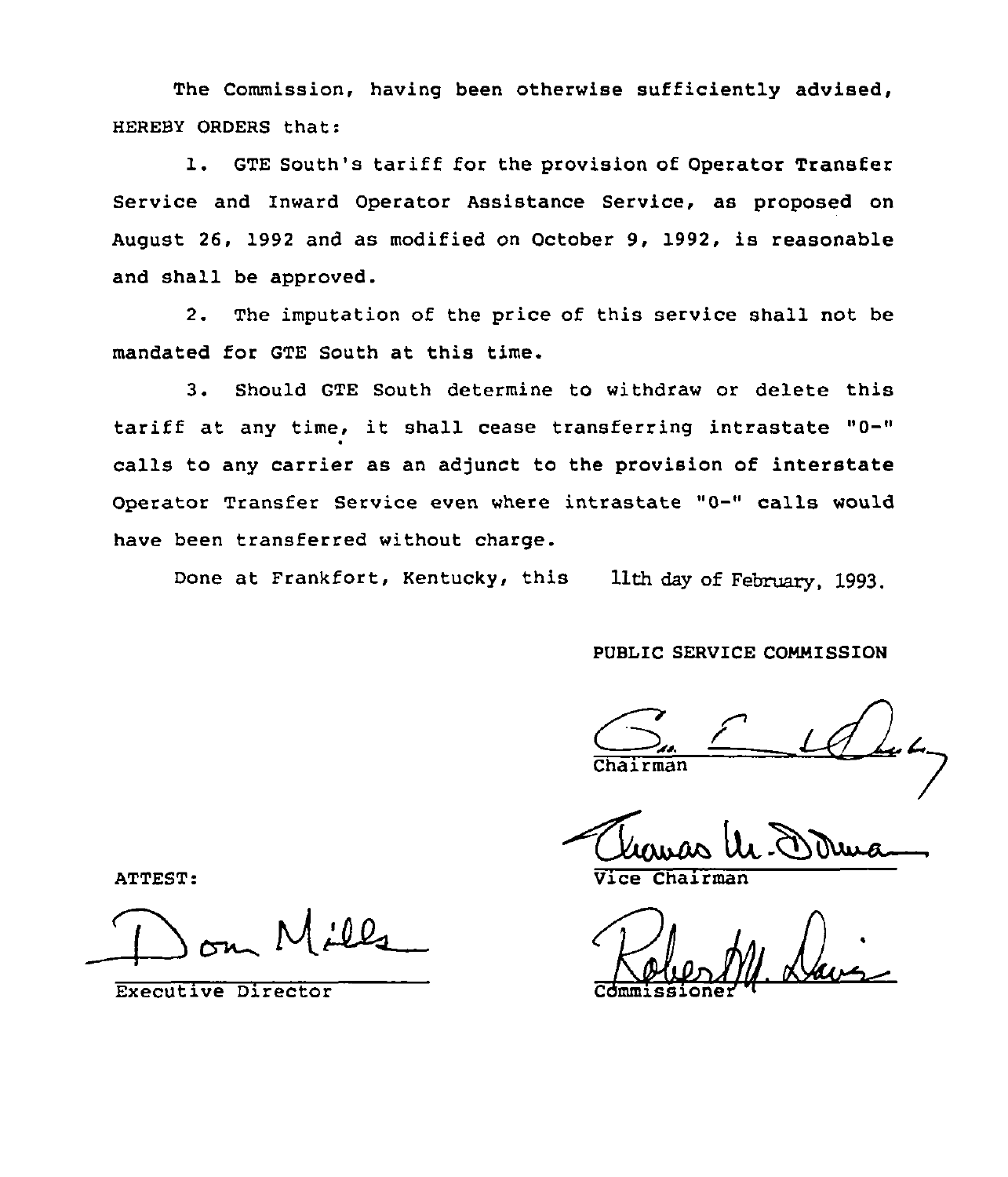The Commission, having been otherwise sufficiently advised, HEREBY ORDERS that:

1. GTE South's tariff for the provision of Operator Transfer Service and Inward Operator Assistance Service, as proposed on August 26, 1992 and as modified on October 9, 1992, is reasonable and shall be approved.

2. The imputation of the price of this service shall not be mandated for GTE South at this time.

3. Should GTE South determine to withdraw or delete this tariff at any time, it shall cease transferring intrastate "0-" calls to any carrier as an adjunct to the provision of interstate Operator Transfer Service even where intrastate "0-" calls would have been transferred without charge.

Done at Frankfort, Kentucky, this 11th day of February, 1993.

PUBLIC SERVICE COMMISSION

Chairman

Vice Chairman

Commissioner

ATTEST:

Executive Director